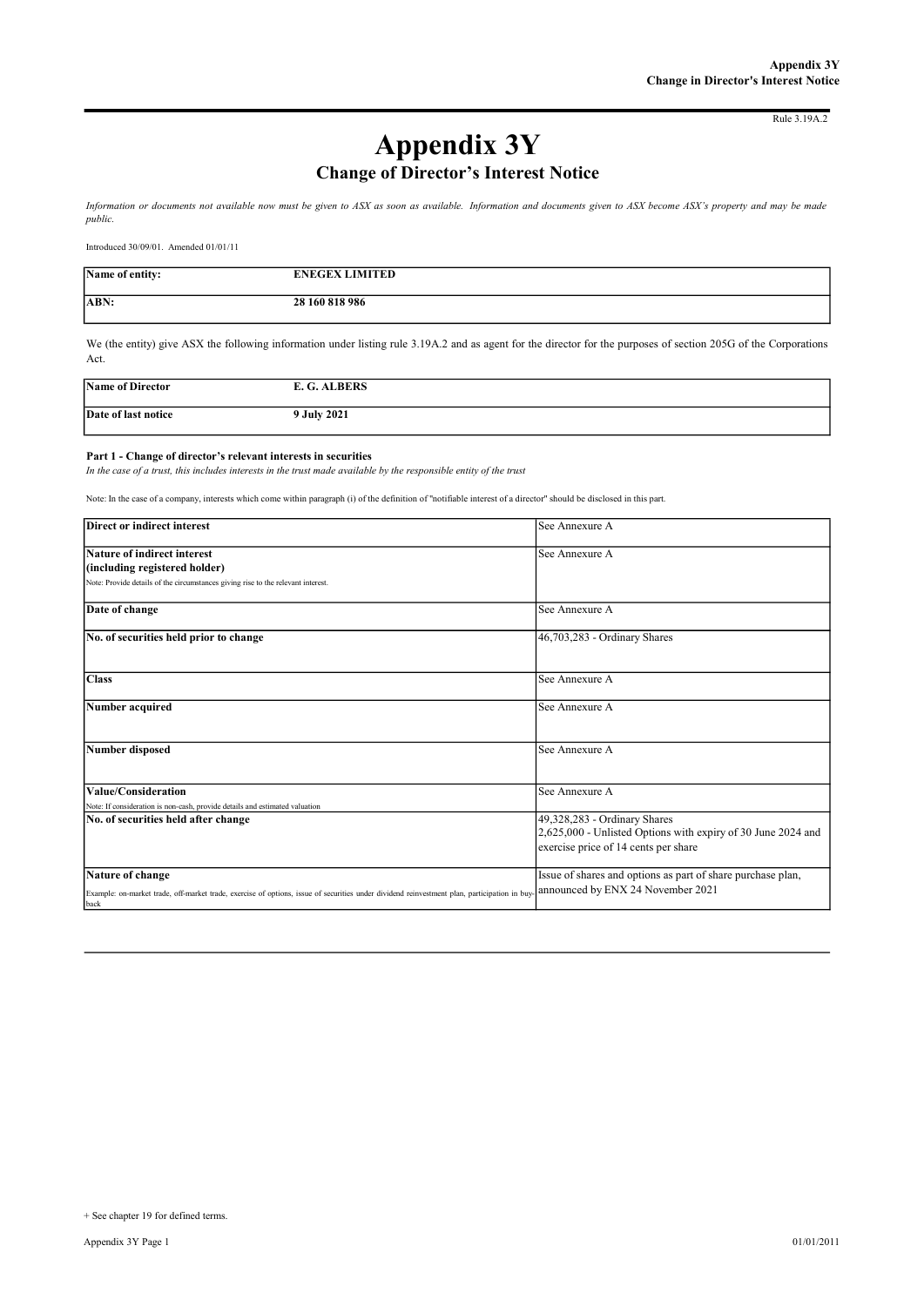Rule 3.19A.2

# Appendix 3Y

## Change of Director's Interest Notice

*Information or documents not available now must be given to ASX as soon as available. Information and documents given to ASX become ASX's property and may be made public.*

Introduced 30/09/01. Amended 01/01/11

| **Name of entity:** | **ENEGEX LIMITED** |
|---|---|
| **ABN:** | **28 160 818 986** |

We (the entity) give ASX the following information under listing rule 3.19A.2 and as agent for the director for the purposes of section 205G of the Corporations Act.

| **Name of Director** | **E. G. ALBERS** |
|---|---|
| **Date of last notice** | **9 July 2021** |

**Part 1 - Change of director's relevant interests in securities**

*In the case of a trust, this includes interests in the trust made available by the responsible entity of the trust*

Note: In the case of a company, interests which come within paragraph (i) of the definition of "notifiable interest of a director" should be disclosed in this part.

| | |
|---|---|
| **Direct or indirect interest** | See Annexure A |
| **Nature of indirect interest (including registered holder)**<br>Note: Provide details of the circumstances giving rise to the relevant interest. | See Annexure A |
| **Date of change** | See Annexure A |
| **No. of securities held prior to change** | 46,703,283 - Ordinary Shares |
| **Class** | See Annexure A |
| **Number acquired** | See Annexure A |
| **Number disposed** | See Annexure A |
| **Value/Consideration**<br>Note: If consideration is non-cash, provide details and estimated valuation | See Annexure A |
| **No. of securities held after change** | 49,328,283 - Ordinary Shares<br>2,625,000 - Unlisted Options with expiry of 30 June 2024 and exercise price of 14 cents per share |
| **Nature of change**<br>Example: on-market trade, off-market trade, exercise of options, issue of securities under dividend reinvestment plan, participation in buy-back | Issue of shares and options as part of share purchase plan, announced by ENX 24 November 2021 |

+ See chapter 19 for defined terms.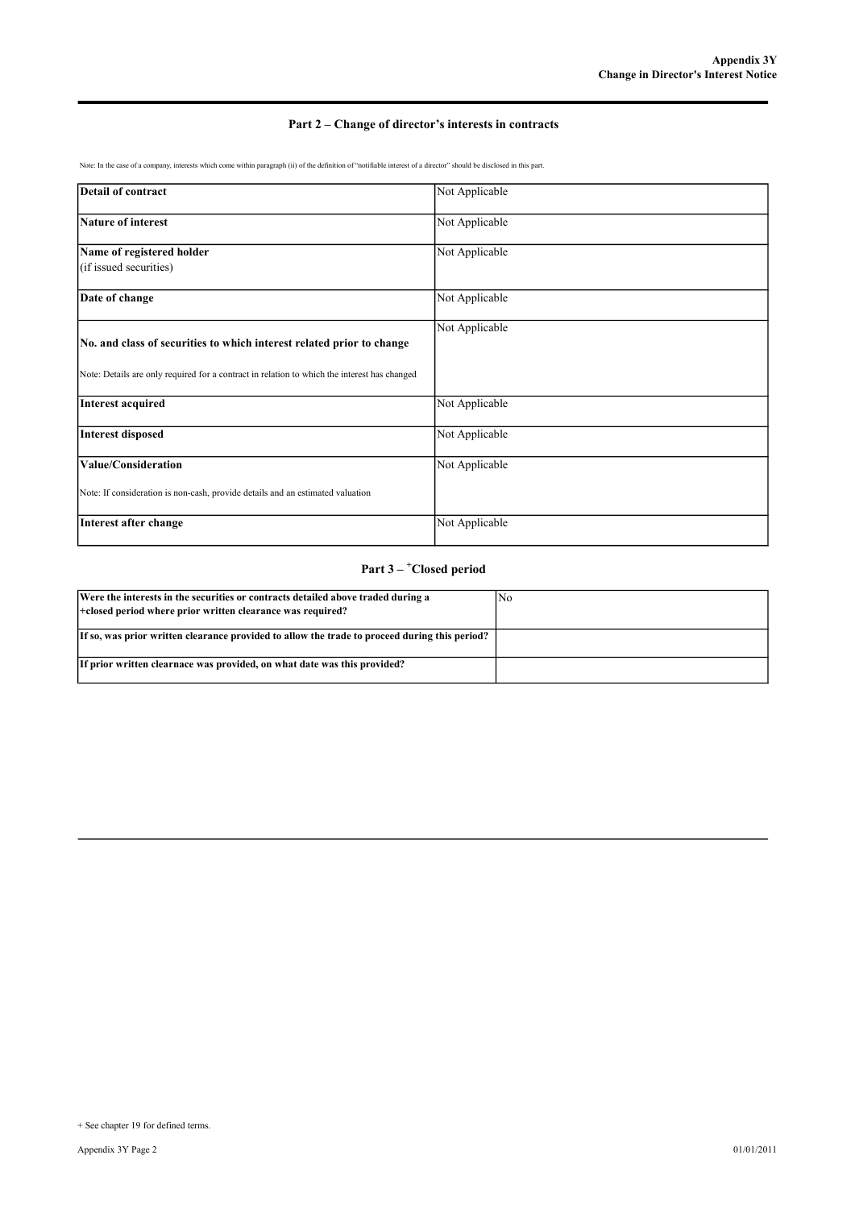## Part 2 – Change of director's interests in contracts

Note: In the case of a company, interests which come within paragraph (ii) of the definition of "notifiable interest of a director" should be disclosed in this part.

| | |
|---|---|
| **Detail of contract** | Not Applicable |
| **Nature of interest** | Not Applicable |
| **Name of registered holder** (if issued securities) | Not Applicable |
| **Date of change** | Not Applicable |
| **No. and class of securities to which interest related prior to change** Note: Details are only required for a contract in relation to which the interest has changed | Not Applicable |
| **Interest acquired** | Not Applicable |
| **Interest disposed** | Not Applicable |
| **Value/Consideration** Note: If consideration is non-cash, provide details and an estimated valuation | Not Applicable |
| **Interest after change** | Not Applicable |

## Part 3 – +Closed period

| | |
|---|---|
| **Were the interests in the securities or contracts detailed above traded during a +closed period where prior written clearance was required?** | No |
| **If so, was prior written clearance provided to allow the trade to proceed during this period?** | |
| **If prior written clearnace was provided, on what date was this provided?** | |

+ See chapter 19 for defined terms.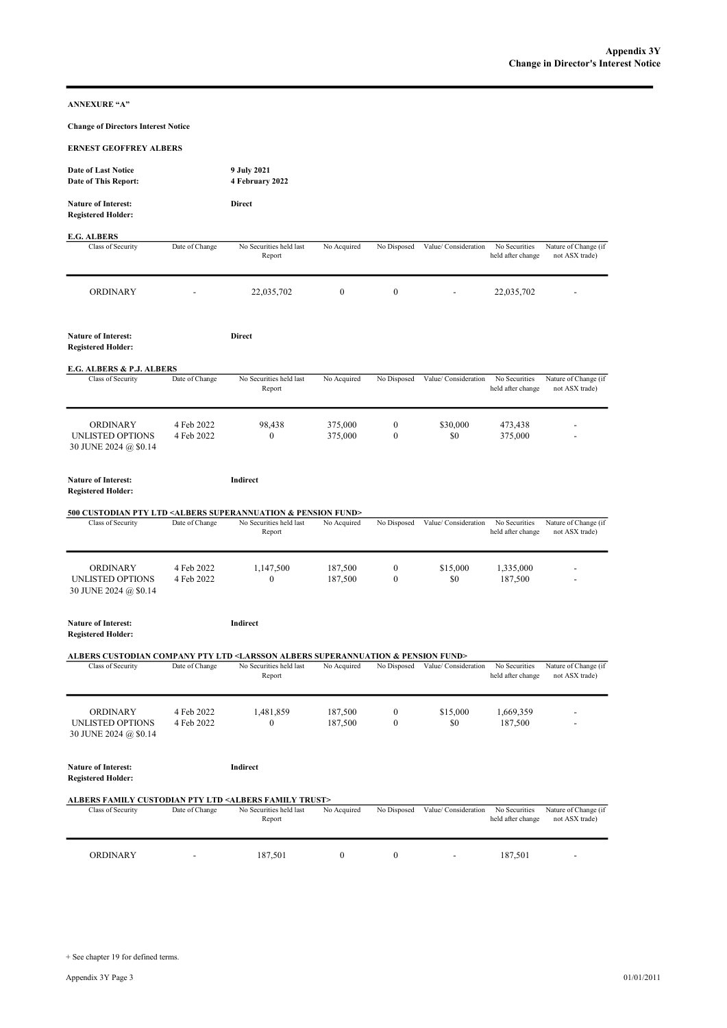**ANNEXURE "A"**

**Change of Directors Interest Notice**

**ERNEST GEOFFREY ALBERS**

| | |
|---|---|
| **Date of Last Notice** | **9 July 2021** |
| **Date of This Report:** | **4 February 2022** |

**Nature of Interest:** **Direct**
**Registered Holder:**

**E.G. ALBERS**

| Class of Security | Date of Change | No Securities held last Report | No Acquired | No Disposed | Value/ Consideration | No Securities held after change | Nature of Change (if not ASX trade) |
|---|---|---|---|---|---|---|---|
| ORDINARY | - | 22,035,702 | 0 | 0 | - | 22,035,702 | - |

**Nature of Interest:** **Direct**
**Registered Holder:**

**E.G. ALBERS & P.J. ALBERS**

| Class of Security | Date of Change | No Securities held last Report | No Acquired | No Disposed | Value/ Consideration | No Securities held after change | Nature of Change (if not ASX trade) |
|---|---|---|---|---|---|---|---|
| ORDINARY | 4 Feb 2022 | 98,438 | 375,000 | 0 | $30,000 | 473,438 | - |
| UNLISTED OPTIONS 30 JUNE 2024 @ $0.14 | 4 Feb 2022 | 0 | 375,000 | 0 | $0 | 375,000 | - |

**Nature of Interest:** **Indirect**
**Registered Holder:**

**500 CUSTODIAN PTY LTD <ALBERS SUPERANNUATION & PENSION FUND>**

| Class of Security | Date of Change | No Securities held last Report | No Acquired | No Disposed | Value/ Consideration | No Securities held after change | Nature of Change (if not ASX trade) |
|---|---|---|---|---|---|---|---|
| ORDINARY | 4 Feb 2022 | 1,147,500 | 187,500 | 0 | $15,000 | 1,335,000 | - |
| UNLISTED OPTIONS 30 JUNE 2024 @ $0.14 | 4 Feb 2022 | 0 | 187,500 | 0 | $0 | 187,500 | - |

**Nature of Interest:** **Indirect**
**Registered Holder:**

**ALBERS CUSTODIAN COMPANY PTY LTD <LARSSON ALBERS SUPERANNUATION & PENSION FUND>**

| Class of Security | Date of Change | No Securities held last Report | No Acquired | No Disposed | Value/ Consideration | No Securities held after change | Nature of Change (if not ASX trade) |
|---|---|---|---|---|---|---|---|
| ORDINARY | 4 Feb 2022 | 1,481,859 | 187,500 | 0 | $15,000 | 1,669,359 | - |
| UNLISTED OPTIONS 30 JUNE 2024 @ $0.14 | 4 Feb 2022 | 0 | 187,500 | 0 | $0 | 187,500 | - |

**Nature of Interest:** **Indirect**
**Registered Holder:**

**ALBERS FAMILY CUSTODIAN PTY LTD <ALBERS FAMILY TRUST>**

| Class of Security | Date of Change | No Securities held last Report | No Acquired | No Disposed | Value/ Consideration | No Securities held after change | Nature of Change (if not ASX trade) |
|---|---|---|---|---|---|---|---|
| ORDINARY | - | 187,501 | 0 | 0 | - | 187,501 | - |

+ See chapter 19 for defined terms.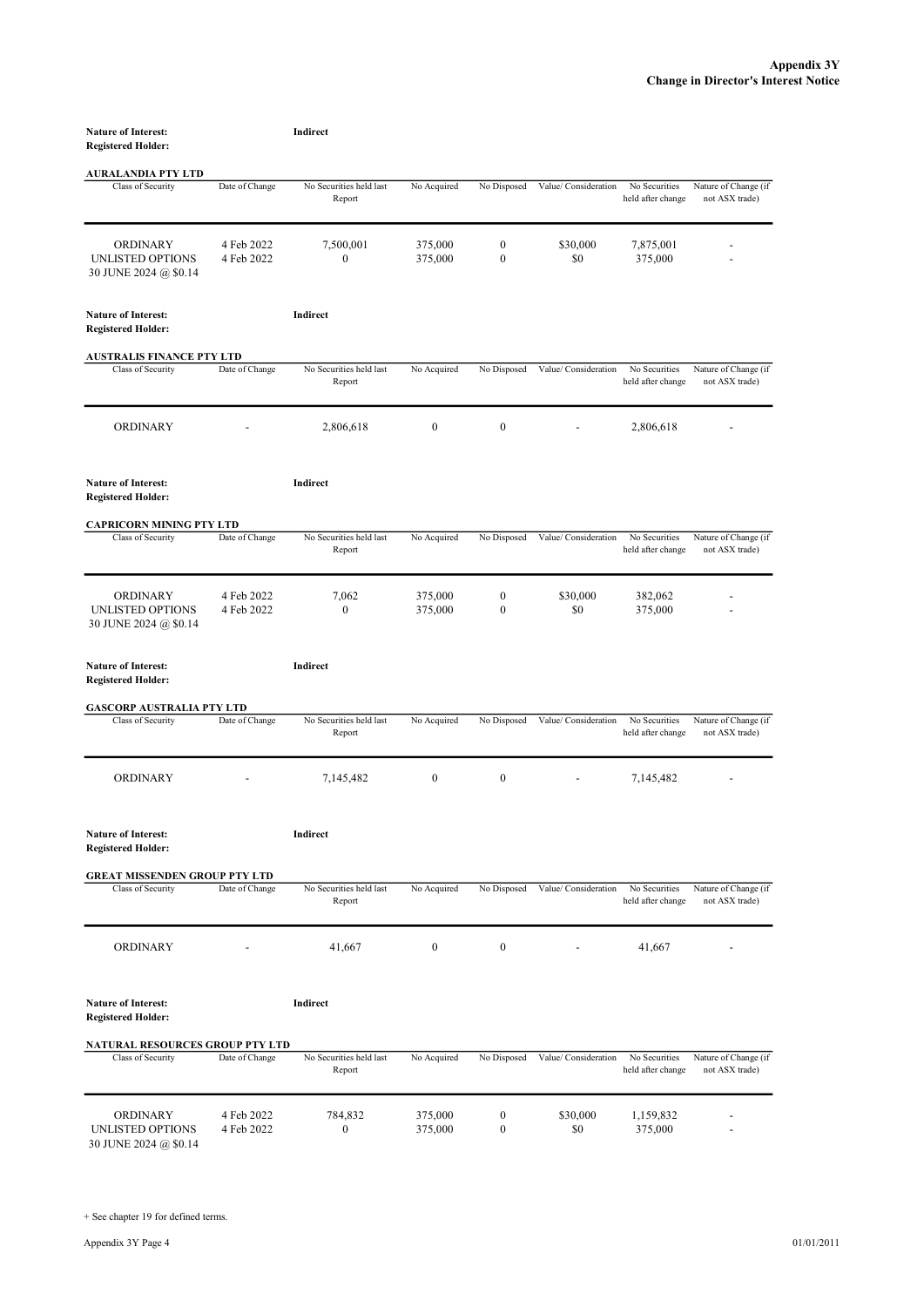**Nature of Interest:** **Indirect**
**Registered Holder:**

**AURALANDIA PTY LTD**

| Class of Security | Date of Change | No Securities held last Report | No Acquired | No Disposed | Value/ Consideration | No Securities held after change | Nature of Change (if not ASX trade) |
|---|---|---|---|---|---|---|---|
| ORDINARY | 4 Feb 2022 | 7,500,001 | 375,000 | 0 | $30,000 | 7,875,001 | - |
| UNLISTED OPTIONS 30 JUNE 2024 @ $0.14 | 4 Feb 2022 | 0 | 375,000 | 0 | $0 | 375,000 | - |

**Nature of Interest:** **Indirect**
**Registered Holder:**

**AUSTRALIS FINANCE PTY LTD**

| Class of Security | Date of Change | No Securities held last Report | No Acquired | No Disposed | Value/ Consideration | No Securities held after change | Nature of Change (if not ASX trade) |
|---|---|---|---|---|---|---|---|
| ORDINARY | - | 2,806,618 | 0 | 0 | - | 2,806,618 | - |

**Nature of Interest:** **Indirect**
**Registered Holder:**

**CAPRICORN MINING PTY LTD**

| Class of Security | Date of Change | No Securities held last Report | No Acquired | No Disposed | Value/ Consideration | No Securities held after change | Nature of Change (if not ASX trade) |
|---|---|---|---|---|---|---|---|
| ORDINARY | 4 Feb 2022 | 7,062 | 375,000 | 0 | $30,000 | 382,062 | - |
| UNLISTED OPTIONS 30 JUNE 2024 @ $0.14 | 4 Feb 2022 | 0 | 375,000 | 0 | $0 | 375,000 | - |

**Nature of Interest:** **Indirect**
**Registered Holder:**

**GASCORP AUSTRALIA PTY LTD**

| Class of Security | Date of Change | No Securities held last Report | No Acquired | No Disposed | Value/ Consideration | No Securities held after change | Nature of Change (if not ASX trade) |
|---|---|---|---|---|---|---|---|
| ORDINARY | - | 7,145,482 | 0 | 0 | - | 7,145,482 | - |

**Nature of Interest:** **Indirect**
**Registered Holder:**

**GREAT MISSENDEN GROUP PTY LTD**

| Class of Security | Date of Change | No Securities held last Report | No Acquired | No Disposed | Value/ Consideration | No Securities held after change | Nature of Change (if not ASX trade) |
|---|---|---|---|---|---|---|---|
| ORDINARY | - | 41,667 | 0 | 0 | - | 41,667 | - |

**Nature of Interest:** **Indirect**
**Registered Holder:**

**NATURAL RESOURCES GROUP PTY LTD**

| Class of Security | Date of Change | No Securities held last Report | No Acquired | No Disposed | Value/ Consideration | No Securities held after change | Nature of Change (if not ASX trade) |
|---|---|---|---|---|---|---|---|
| ORDINARY | 4 Feb 2022 | 784,832 | 375,000 | 0 | $30,000 | 1,159,832 | - |
| UNLISTED OPTIONS 30 JUNE 2024 @ $0.14 | 4 Feb 2022 | 0 | 375,000 | 0 | $0 | 375,000 | - |

+ See chapter 19 for defined terms.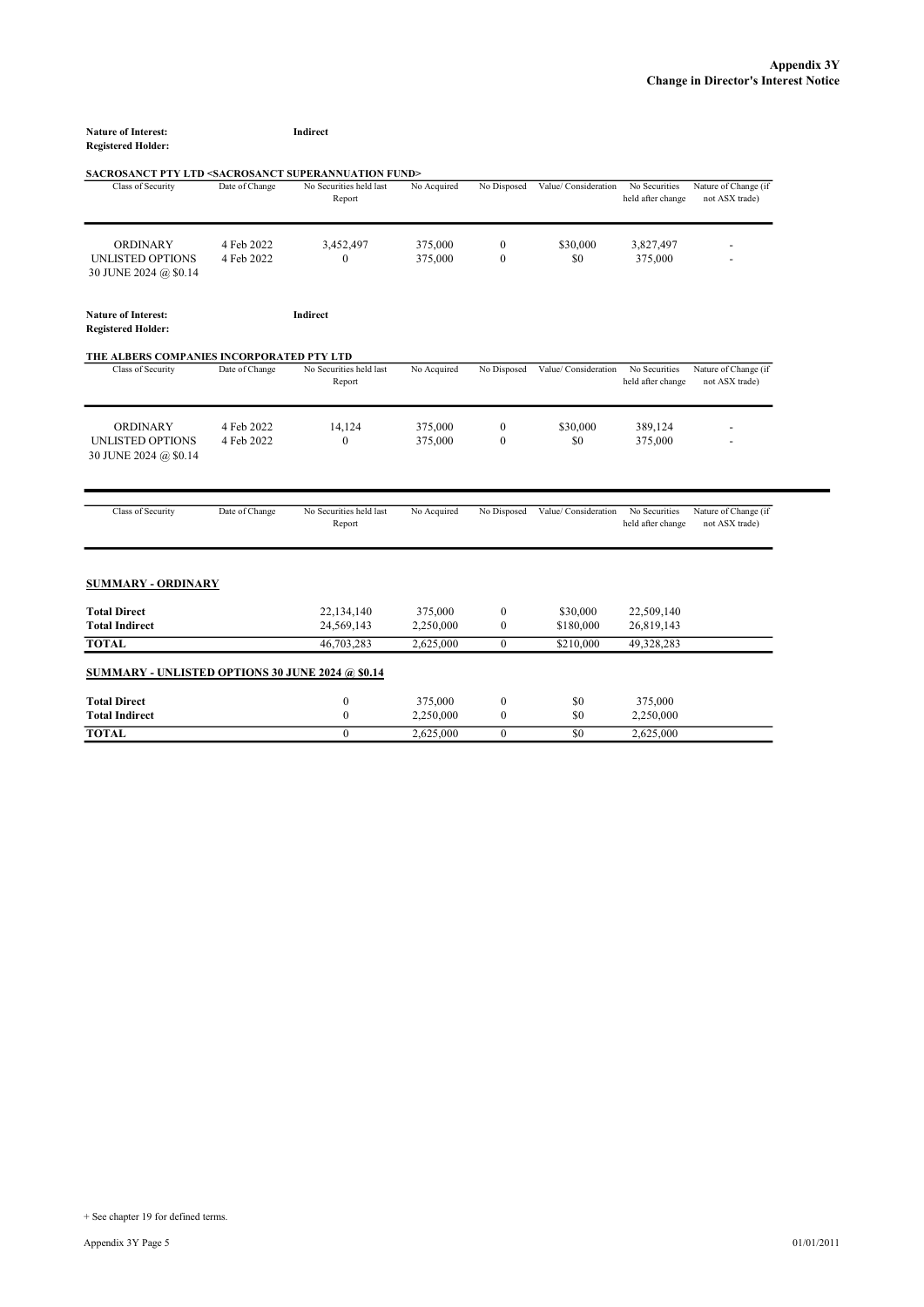**Nature of Interest:** **Indirect**
**Registered Holder:**

**SACROSANCT PTY LTD <SACROSANCT SUPERANNUATION FUND>**

| Class of Security | Date of Change | No Securities held last Report | No Acquired | No Disposed | Value/ Consideration | No Securities held after change | Nature of Change (if not ASX trade) |
|---|---|---|---|---|---|---|---|
| ORDINARY | 4 Feb 2022 | 3,452,497 | 375,000 | 0 | $30,000 | 3,827,497 | - |
| UNLISTED OPTIONS 30 JUNE 2024 @ $0.14 | 4 Feb 2022 | 0 | 375,000 | 0 | $0 | 375,000 | - |

**Nature of Interest:** **Indirect**
**Registered Holder:**

**THE ALBERS COMPANIES INCORPORATED PTY LTD**

| Class of Security | Date of Change | No Securities held last Report | No Acquired | No Disposed | Value/ Consideration | No Securities held after change | Nature of Change (if not ASX trade) |
|---|---|---|---|---|---|---|---|
| ORDINARY | 4 Feb 2022 | 14,124 | 375,000 | 0 | $30,000 | 389,124 | - |
| UNLISTED OPTIONS 30 JUNE 2024 @ $0.14 | 4 Feb 2022 | 0 | 375,000 | 0 | $0 | 375,000 | - |

| Class of Security | Date of Change | No Securities held last Report | No Acquired | No Disposed | Value/ Consideration | No Securities held after change | Nature of Change (if not ASX trade) |
|---|---|---|---|---|---|---|---|
| **SUMMARY - ORDINARY** | | | | | | | |
| **Total Direct** | | 22,134,140 | 375,000 | 0 | $30,000 | 22,509,140 | |
| **Total Indirect** | | 24,569,143 | 2,250,000 | 0 | $180,000 | 26,819,143 | |
| **TOTAL** | | 46,703,283 | 2,625,000 | 0 | $210,000 | 49,328,283 | |
| **SUMMARY - UNLISTED OPTIONS 30 JUNE 2024 @ $0.14** | | | | | | | |
| **Total Direct** | | 0 | 375,000 | 0 | $0 | 375,000 | |
| **Total Indirect** | | 0 | 2,250,000 | 0 | $0 | 2,250,000 | |
| **TOTAL** | | 0 | 2,625,000 | 0 | $0 | 2,625,000 | |

+ See chapter 19 for defined terms.